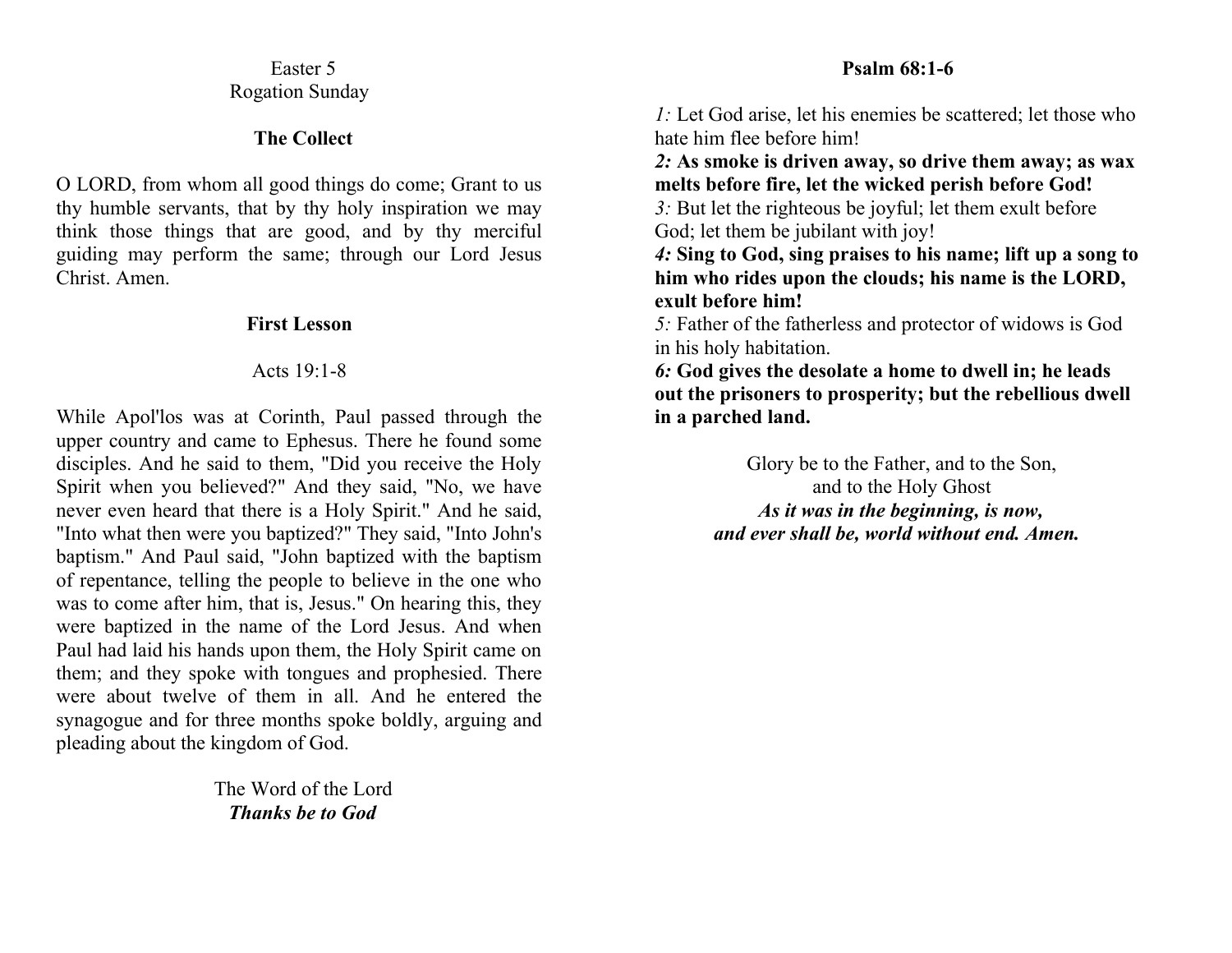Easter 5
Rogation Sunday

## The Collect

O LORD, from whom all good things do come; Grant to us thy humble servants, that by thy holy inspiration we may think those things that are good, and by thy merciful guiding may perform the same; through our Lord Jesus Christ. Amen.

## First Lesson

Acts 19:1-8

While Apol'los was at Corinth, Paul passed through the upper country and came to Ephesus. There he found some disciples. And he said to them, "Did you receive the Holy Spirit when you believed?" And they said, "No, we have never even heard that there is a Holy Spirit." And he said, "Into what then were you baptized?" They said, "Into John's baptism." And Paul said, "John baptized with the baptism of repentance, telling the people to believe in the one who was to come after him, that is, Jesus." On hearing this, they were baptized in the name of the Lord Jesus. And when Paul had laid his hands upon them, the Holy Spirit came on them; and they spoke with tongues and prophesied. There were about twelve of them in all. And he entered the synagogue and for three months spoke boldly, arguing and pleading about the kingdom of God.

The Word of the Lord
***Thanks be to God***

## Psalm 68:1-6

*1:* Let God arise, let his enemies be scattered; let those who hate him flee before him!
***2:*** **As smoke is driven away, so drive them away; as wax melts before fire, let the wicked perish before God!**
*3:* But let the righteous be joyful; let them exult before God; let them be jubilant with joy!
***4:*** **Sing to God, sing praises to his name; lift up a song to him who rides upon the clouds; his name is the LORD, exult before him!**
*5:* Father of the fatherless and protector of widows is God in his holy habitation.
***6:*** **God gives the desolate a home to dwell in; he leads out the prisoners to prosperity; but the rebellious dwell in a parched land.**

Glory be to the Father, and to the Son,
and to the Holy Ghost
***As it was in the beginning, is now,***
***and ever shall be, world without end. Amen.***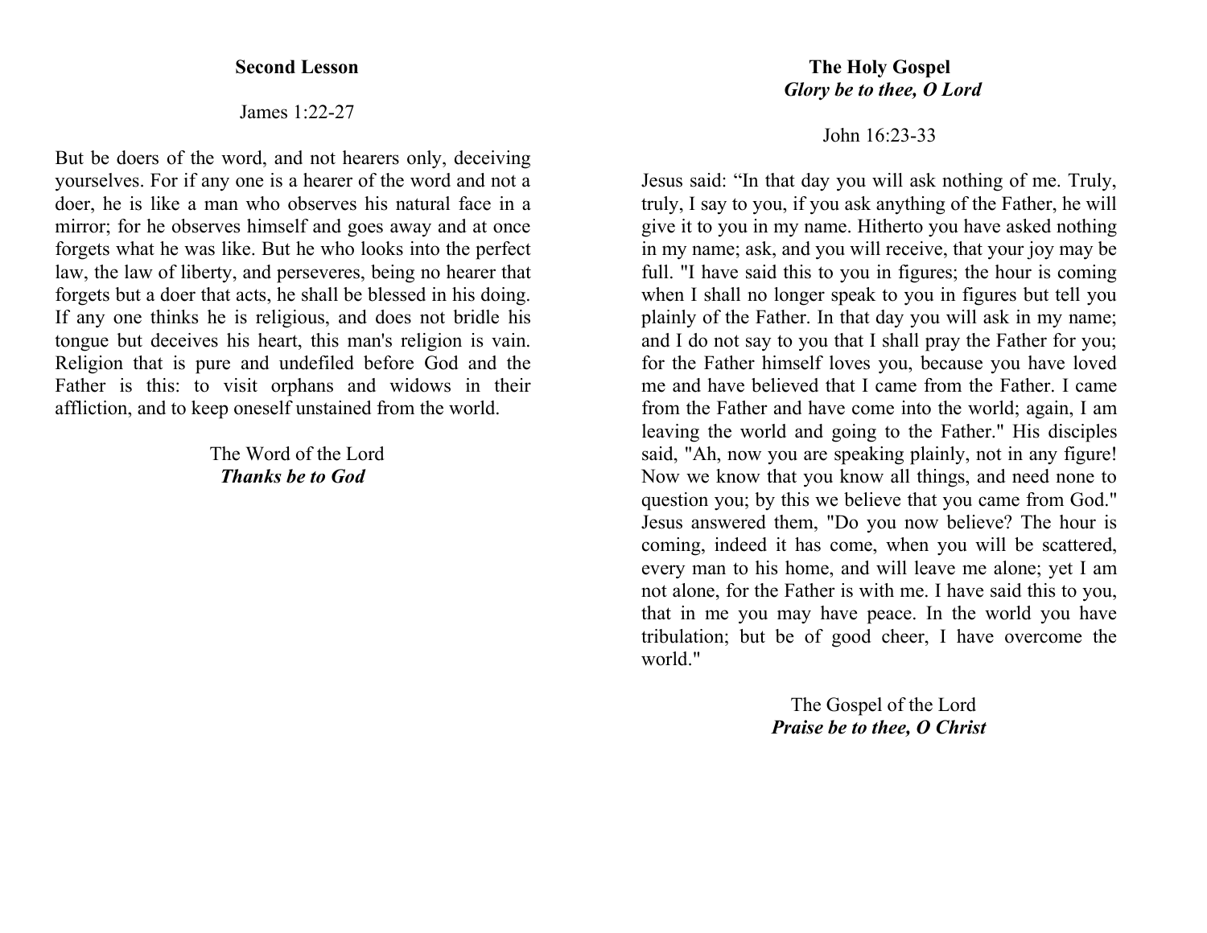**Second Lesson**

James 1:22-27

But be doers of the word, and not hearers only, deceiving yourselves. For if any one is a hearer of the word and not a doer, he is like a man who observes his natural face in a mirror; for he observes himself and goes away and at once forgets what he was like. But he who looks into the perfect law, the law of liberty, and perseveres, being no hearer that forgets but a doer that acts, he shall be blessed in his doing. If any one thinks he is religious, and does not bridle his tongue but deceives his heart, this man's religion is vain. Religion that is pure and undefiled before God and the Father is this: to visit orphans and widows in their affliction, and to keep oneself unstained from the world.

The Word of the Lord
***Thanks be to God***

**The Holy Gospel**
***Glory be to thee, O Lord***

John 16:23-33

Jesus said: “In that day you will ask nothing of me. Truly, truly, I say to you, if you ask anything of the Father, he will give it to you in my name. Hitherto you have asked nothing in my name; ask, and you will receive, that your joy may be full. "I have said this to you in figures; the hour is coming when I shall no longer speak to you in figures but tell you plainly of the Father. In that day you will ask in my name; and I do not say to you that I shall pray the Father for you; for the Father himself loves you, because you have loved me and have believed that I came from the Father. I came from the Father and have come into the world; again, I am leaving the world and going to the Father." His disciples said, "Ah, now you are speaking plainly, not in any figure! Now we know that you know all things, and need none to question you; by this we believe that you came from God." Jesus answered them, "Do you now believe? The hour is coming, indeed it has come, when you will be scattered, every man to his home, and will leave me alone; yet I am not alone, for the Father is with me. I have said this to you, that in me you may have peace. In the world you have tribulation; but be of good cheer, I have overcome the world."

The Gospel of the Lord
***Praise be to thee, O Christ***